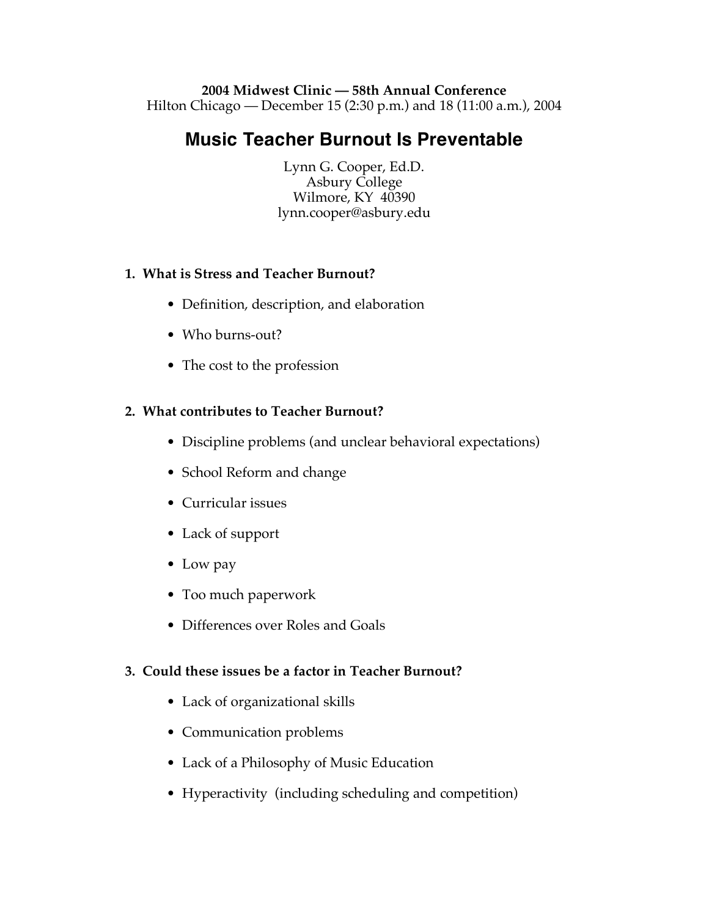**2004 Midwest Clinic — 58th Annual Conference**
Hilton Chicago — December 15 (2:30 p.m.) and 18 (11:00 a.m.), 2004

# Music Teacher Burnout Is Preventable

Lynn G. Cooper, Ed.D.
Asbury College
Wilmore, KY 40390
lynn.cooper@asbury.edu

**1. What is Stress and Teacher Burnout?**

- Definition, description, and elaboration
- Who burns-out?
- The cost to the profession

**2. What contributes to Teacher Burnout?**

- Discipline problems (and unclear behavioral expectations)
- School Reform and change
- Curricular issues
- Lack of support
- Low pay
- Too much paperwork
- Differences over Roles and Goals

**3. Could these issues be a factor in Teacher Burnout?**

- Lack of organizational skills
- Communication problems
- Lack of a Philosophy of Music Education
- Hyperactivity (including scheduling and competition)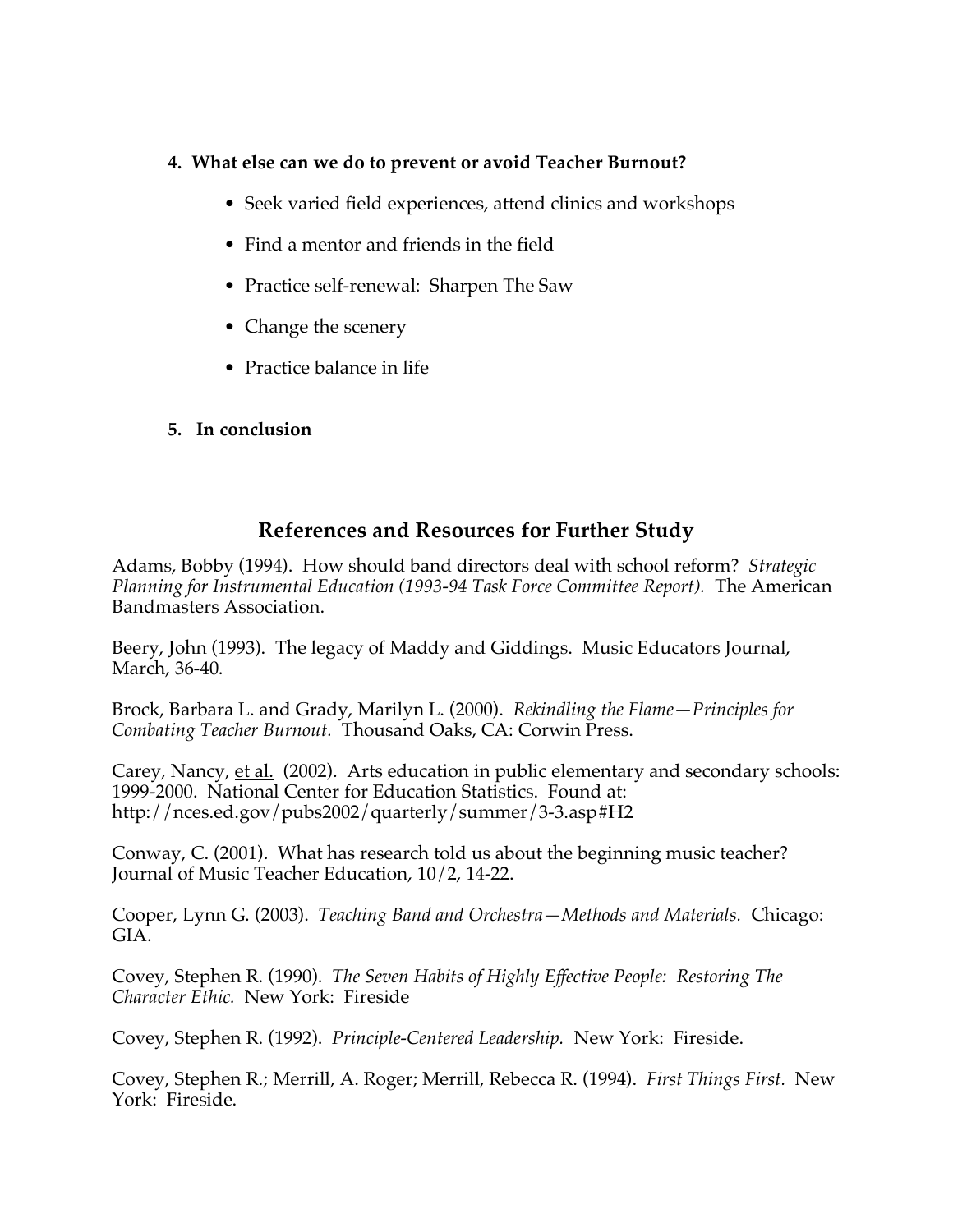**4. What else can we do to prevent or avoid Teacher Burnout?**

- Seek varied field experiences, attend clinics and workshops
- Find a mentor and friends in the field
- Practice self-renewal: Sharpen The Saw
- Change the scenery
- Practice balance in life

**5. In conclusion**

## References and Resources for Further Study

Adams, Bobby (1994). How should band directors deal with school reform? *Strategic Planning for Instrumental Education (1993-94 Task Force Committee Report).* The American Bandmasters Association.

Beery, John (1993). The legacy of Maddy and Giddings. Music Educators Journal, March, 36-40.

Brock, Barbara L. and Grady, Marilyn L. (2000). *Rekindling the Flame—Principles for Combating Teacher Burnout.* Thousand Oaks, CA: Corwin Press.

Carey, Nancy, et al. (2002). Arts education in public elementary and secondary schools: 1999-2000. National Center for Education Statistics. Found at: http://nces.ed.gov/pubs2002/quarterly/summer/3-3.asp#H2

Conway, C. (2001). What has research told us about the beginning music teacher? Journal of Music Teacher Education, 10/2, 14-22.

Cooper, Lynn G. (2003). *Teaching Band and Orchestra—Methods and Materials.* Chicago: GIA.

Covey, Stephen R. (1990). *The Seven Habits of Highly Effective People: Restoring The Character Ethic.* New York: Fireside

Covey, Stephen R. (1992). *Principle-Centered Leadership.* New York: Fireside.

Covey, Stephen R.; Merrill, A. Roger; Merrill, Rebecca R. (1994). *First Things First.* New York: Fireside.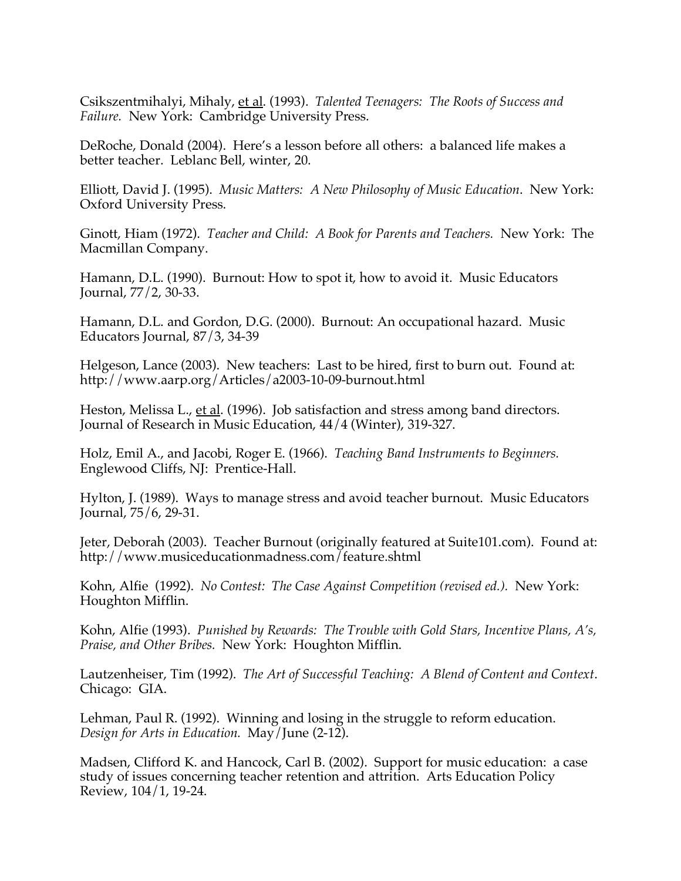Csikszentmihalyi, Mihaly, et al. (1993). *Talented Teenagers: The Roots of Success and Failure.* New York: Cambridge University Press.

DeRoche, Donald (2004). Here's a lesson before all others: a balanced life makes a better teacher. Leblanc Bell, winter, 20.

Elliott, David J. (1995). *Music Matters: A New Philosophy of Music Education*. New York: Oxford University Press.

Ginott, Hiam (1972). *Teacher and Child: A Book for Parents and Teachers.* New York: The Macmillan Company.

Hamann, D.L. (1990). Burnout: How to spot it, how to avoid it. Music Educators Journal, 77/2, 30-33.

Hamann, D.L. and Gordon, D.G. (2000). Burnout: An occupational hazard. Music Educators Journal, 87/3, 34-39

Helgeson, Lance (2003). New teachers: Last to be hired, first to burn out. Found at: http://www.aarp.org/Articles/a2003-10-09-burnout.html

Heston, Melissa L., et al. (1996). Job satisfaction and stress among band directors. Journal of Research in Music Education, 44/4 (Winter), 319-327.

Holz, Emil A., and Jacobi, Roger E. (1966). *Teaching Band Instruments to Beginners.* Englewood Cliffs, NJ: Prentice-Hall.

Hylton, J. (1989). Ways to manage stress and avoid teacher burnout. Music Educators Journal, 75/6, 29-31.

Jeter, Deborah (2003). Teacher Burnout (originally featured at Suite101.com). Found at: http://www.musiceducationmadness.com/feature.shtml

Kohn, Alfie (1992). *No Contest: The Case Against Competition (revised ed.).* New York: Houghton Mifflin.

Kohn, Alfie (1993). *Punished by Rewards: The Trouble with Gold Stars, Incentive Plans, A's, Praise, and Other Bribes.* New York: Houghton Mifflin.

Lautzenheiser, Tim (1992). *The Art of Successful Teaching: A Blend of Content and Context*. Chicago: GIA.

Lehman, Paul R. (1992). Winning and losing in the struggle to reform education. *Design for Arts in Education.* May/June (2-12).

Madsen, Clifford K. and Hancock, Carl B. (2002). Support for music education: a case study of issues concerning teacher retention and attrition. Arts Education Policy Review, 104/1, 19-24.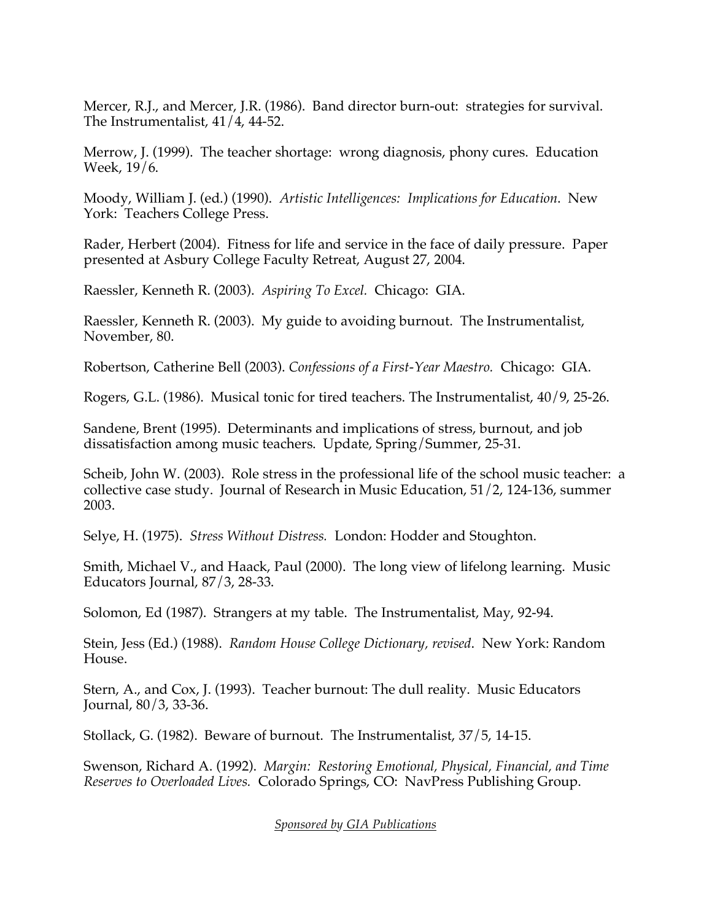Mercer, R.J., and Mercer, J.R. (1986). Band director burn-out: strategies for survival. The Instrumentalist, 41/4, 44-52.

Merrow, J. (1999). The teacher shortage: wrong diagnosis, phony cures. Education Week, 19/6.

Moody, William J. (ed.) (1990). *Artistic Intelligences: Implications for Education*. New York: Teachers College Press.

Rader, Herbert (2004). Fitness for life and service in the face of daily pressure. Paper presented at Asbury College Faculty Retreat, August 27, 2004.

Raessler, Kenneth R. (2003). *Aspiring To Excel.* Chicago: GIA.

Raessler, Kenneth R. (2003). My guide to avoiding burnout. The Instrumentalist, November, 80.

Robertson, Catherine Bell (2003). *Confessions of a First-Year Maestro.* Chicago: GIA.

Rogers, G.L. (1986). Musical tonic for tired teachers. The Instrumentalist, 40/9, 25-26.

Sandene, Brent (1995). Determinants and implications of stress, burnout, and job dissatisfaction among music teachers. Update, Spring/Summer, 25-31.

Scheib, John W. (2003). Role stress in the professional life of the school music teacher: a collective case study. Journal of Research in Music Education, 51/2, 124-136, summer 2003.

Selye, H. (1975). *Stress Without Distress.* London: Hodder and Stoughton.

Smith, Michael V., and Haack, Paul (2000). The long view of lifelong learning. Music Educators Journal, 87/3, 28-33.

Solomon, Ed (1987). Strangers at my table. The Instrumentalist, May, 92-94.

Stein, Jess (Ed.) (1988). *Random House College Dictionary, revised*. New York: Random House.

Stern, A., and Cox, J. (1993). Teacher burnout: The dull reality. Music Educators Journal, 80/3, 33-36.

Stollack, G. (1982). Beware of burnout. The Instrumentalist, 37/5, 14-15.

Swenson, Richard A. (1992). *Margin: Restoring Emotional, Physical, Financial, and Time Reserves to Overloaded Lives.* Colorado Springs, CO: NavPress Publishing Group.

*Sponsored by GIA Publications*